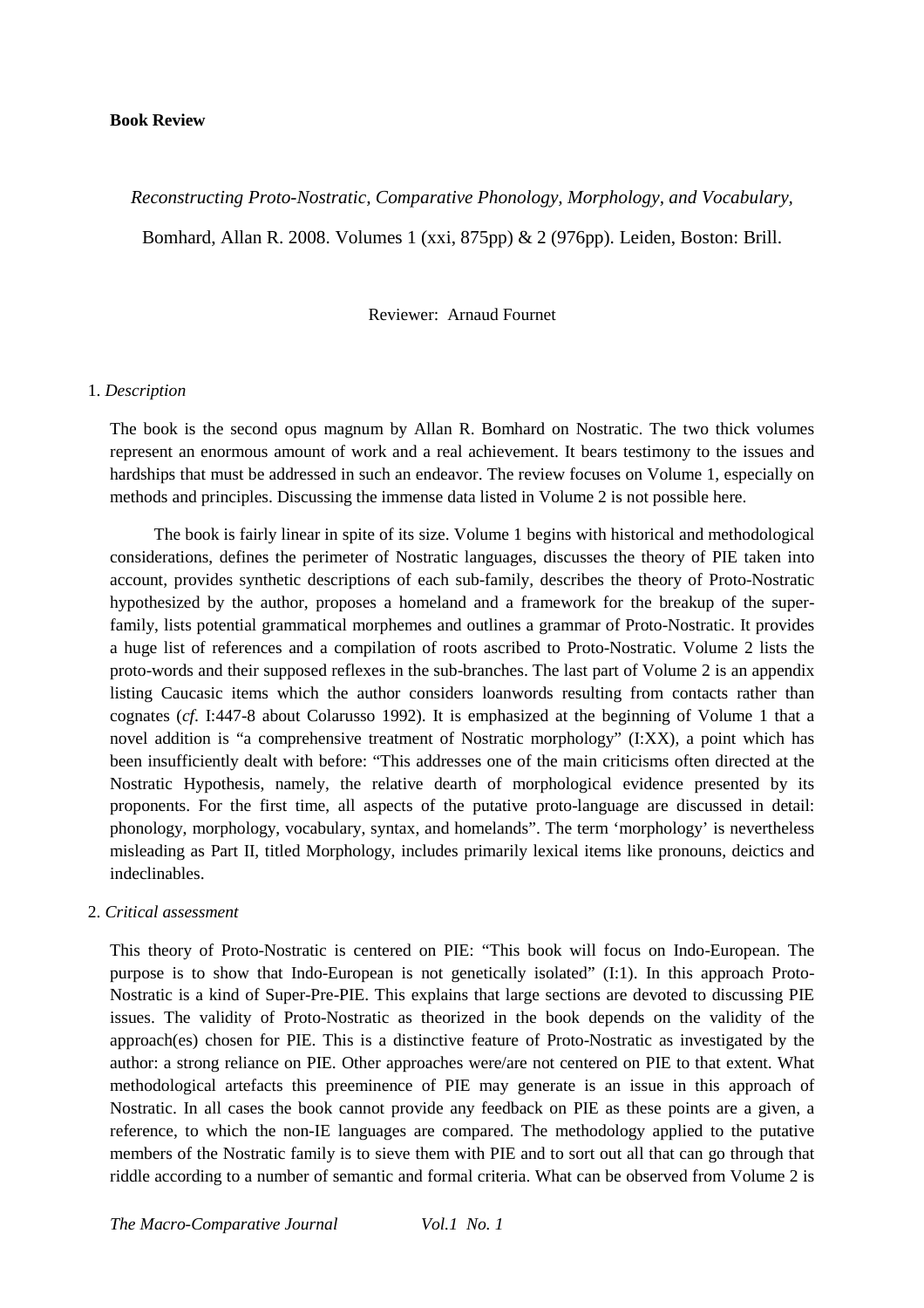**Book Review**

*Reconstructing Proto-Nostratic, Comparative Phonology, Morphology, and Vocabulary*,

Bomhard, Allan R. 2008. Volumes 1 (xxi, 875pp) & 2 (976pp). Leiden, Boston: Brill.

Reviewer: Arnaud Fournet

1. *Description*

The book is the second opus magnum by Allan R. Bomhard on Nostratic. The two thick volumes represent an enormous amount of work and a real achievement. It bears testimony to the issues and hardships that must be addressed in such an endeavor. The review focuses on Volume 1, especially on methods and principles. Discussing the immense data listed in Volume 2 is not possible here.

The book is fairly linear in spite of its size. Volume 1 begins with historical and methodological considerations, defines the perimeter of Nostratic languages, discusses the theory of PIE taken into account, provides synthetic descriptions of each sub-family, describes the theory of Proto-Nostratic hypothesized by the author, proposes a homeland and a framework for the breakup of the super-family, lists potential grammatical morphemes and outlines a grammar of Proto-Nostratic. It provides a huge list of references and a compilation of roots ascribed to Proto-Nostratic. Volume 2 lists the proto-words and their supposed reflexes in the sub-branches. The last part of Volume 2 is an appendix listing Caucasic items which the author considers loanwords resulting from contacts rather than cognates (*cf*. I:447-8 about Colarusso 1992). It is emphasized at the beginning of Volume 1 that a novel addition is "a comprehensive treatment of Nostratic morphology" (I:XX), a point which has been insufficiently dealt with before: "This addresses one of the main criticisms often directed at the Nostratic Hypothesis, namely, the relative dearth of morphological evidence presented by its proponents. For the first time, all aspects of the putative proto-language are discussed in detail: phonology, morphology, vocabulary, syntax, and homelands". The term 'morphology' is nevertheless misleading as Part II, titled Morphology, includes primarily lexical items like pronouns, deictics and indeclinables.

2. *Critical assessment*

This theory of Proto-Nostratic is centered on PIE: "This book will focus on Indo-European. The purpose is to show that Indo-European is not genetically isolated" (I:1). In this approach Proto-Nostratic is a kind of Super-Pre-PIE. This explains that large sections are devoted to discussing PIE issues. The validity of Proto-Nostratic as theorized in the book depends on the validity of the approach(es) chosen for PIE. This is a distinctive feature of Proto-Nostratic as investigated by the author: a strong reliance on PIE. Other approaches were/are not centered on PIE to that extent. What methodological artefacts this preeminence of PIE may generate is an issue in this approach of Nostratic. In all cases the book cannot provide any feedback on PIE as these points are a given, a reference, to which the non-IE languages are compared. The methodology applied to the putative members of the Nostratic family is to sieve them with PIE and to sort out all that can go through that riddle according to a number of semantic and formal criteria. What can be observed from Volume 2 is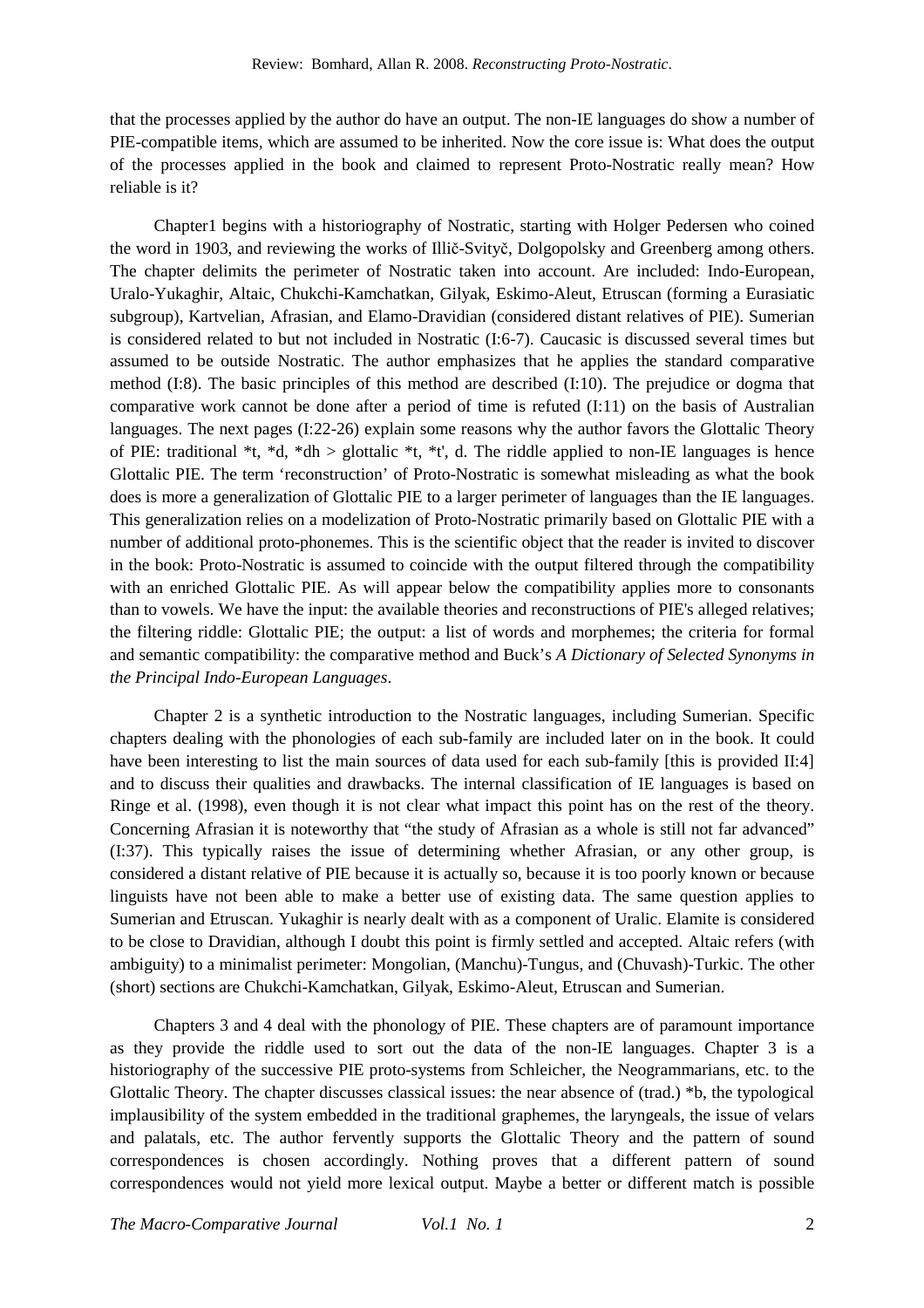that the processes applied by the author do have an output. The non-IE languages do show a number of PIE-compatible items, which are assumed to be inherited. Now the core issue is: What does the output of the processes applied in the book and claimed to represent Proto-Nostratic really mean? How reliable is it?

Chapter1 begins with a historiography of Nostratic, starting with Holger Pedersen who coined the word in 1903, and reviewing the works of Illič-Svityč, Dolgopolsky and Greenberg among others. The chapter delimits the perimeter of Nostratic taken into account. Are included: Indo-European, Uralo-Yukaghir, Altaic, Chukchi-Kamchatkan, Gilyak, Eskimo-Aleut, Etruscan (forming a Eurasiatic subgroup), Kartvelian, Afrasian, and Elamo-Dravidian (considered distant relatives of PIE). Sumerian is considered related to but not included in Nostratic (I:6-7). Caucasic is discussed several times but assumed to be outside Nostratic. The author emphasizes that he applies the standard comparative method (I:8). The basic principles of this method are described (I:10). The prejudice or dogma that comparative work cannot be done after a period of time is refuted (I:11) on the basis of Australian languages. The next pages (I:22-26) explain some reasons why the author favors the Glottalic Theory of PIE: traditional *t, *d, *dh > glottalic *t, *t', d. The riddle applied to non-IE languages is hence Glottalic PIE. The term 'reconstruction' of Proto-Nostratic is somewhat misleading as what the book does is more a generalization of Glottalic PIE to a larger perimeter of languages than the IE languages. This generalization relies on a modelization of Proto-Nostratic primarily based on Glottalic PIE with a number of additional proto-phonemes. This is the scientific object that the reader is invited to discover in the book: Proto-Nostratic is assumed to coincide with the output filtered through the compatibility with an enriched Glottalic PIE. As will appear below the compatibility applies more to consonants than to vowels. We have the input: the available theories and reconstructions of PIE's alleged relatives; the filtering riddle: Glottalic PIE; the output: a list of words and morphemes; the criteria for formal and semantic compatibility: the comparative method and Buck's *A Dictionary of Selected Synonyms in the Principal Indo-European Languages*.

Chapter 2 is a synthetic introduction to the Nostratic languages, including Sumerian. Specific chapters dealing with the phonologies of each sub-family are included later on in the book. It could have been interesting to list the main sources of data used for each sub-family [this is provided II:4] and to discuss their qualities and drawbacks. The internal classification of IE languages is based on Ringe et al. (1998), even though it is not clear what impact this point has on the rest of the theory. Concerning Afrasian it is noteworthy that "the study of Afrasian as a whole is still not far advanced" (I:37). This typically raises the issue of determining whether Afrasian, or any other group, is considered a distant relative of PIE because it is actually so, because it is too poorly known or because linguists have not been able to make a better use of existing data. The same question applies to Sumerian and Etruscan. Yukaghir is nearly dealt with as a component of Uralic. Elamite is considered to be close to Dravidian, although I doubt this point is firmly settled and accepted. Altaic refers (with ambiguity) to a minimalist perimeter: Mongolian, (Manchu)-Tungus, and (Chuvash)-Turkic. The other (short) sections are Chukchi-Kamchatkan, Gilyak, Eskimo-Aleut, Etruscan and Sumerian.

Chapters 3 and 4 deal with the phonology of PIE. These chapters are of paramount importance as they provide the riddle used to sort out the data of the non-IE languages. Chapter 3 is a historiography of the successive PIE proto-systems from Schleicher, the Neogrammarians, etc. to the Glottalic Theory. The chapter discusses classical issues: the near absence of (trad.) *b, the typological implausibility of the system embedded in the traditional graphemes, the laryngeals, the issue of velars and palatals, etc. The author fervently supports the Glottalic Theory and the pattern of sound correspondences is chosen accordingly. Nothing proves that a different pattern of sound correspondences would not yield more lexical output. Maybe a better or different match is possible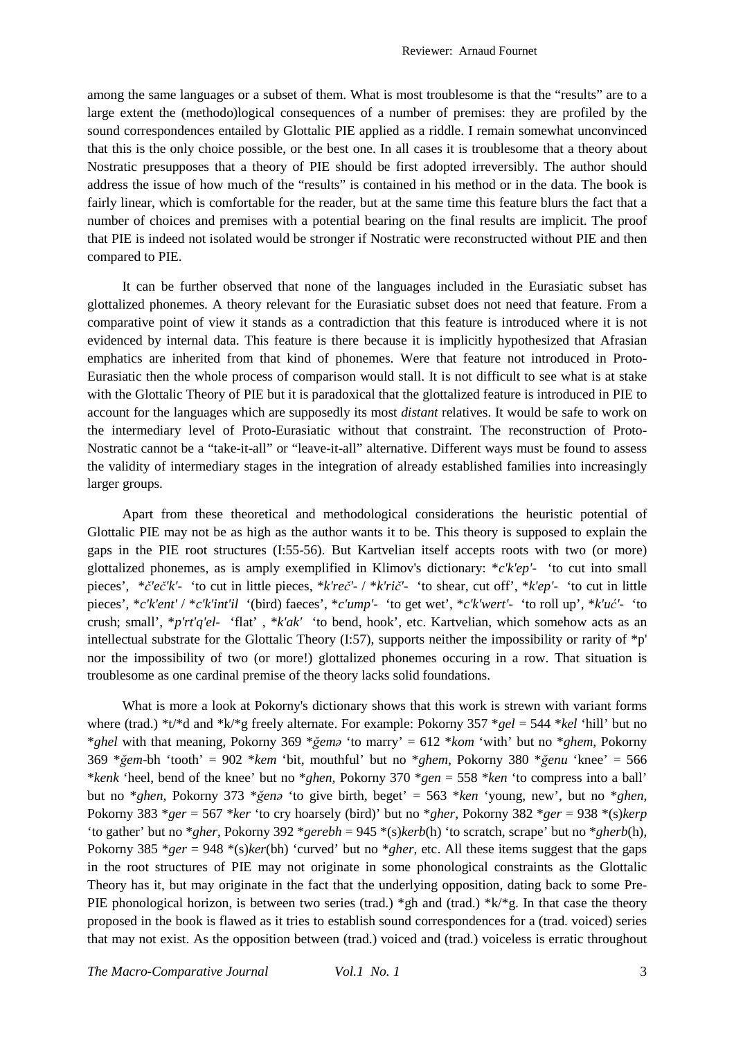among the same languages or a subset of them. What is most troublesome is that the "results" are to a large extent the (methodo)logical consequences of a number of premises: they are profiled by the sound correspondences entailed by Glottalic PIE applied as a riddle. I remain somewhat unconvinced that this is the only choice possible, or the best one. In all cases it is troublesome that a theory about Nostratic presupposes that a theory of PIE should be first adopted irreversibly. The author should address the issue of how much of the "results" is contained in his method or in the data. The book is fairly linear, which is comfortable for the reader, but at the same time this feature blurs the fact that a number of choices and premises with a potential bearing on the final results are implicit. The proof that PIE is indeed not isolated would be stronger if Nostratic were reconstructed without PIE and then compared to PIE.

It can be further observed that none of the languages included in the Eurasiatic subset has glottalized phonemes. A theory relevant for the Eurasiatic subset does not need that feature. From a comparative point of view it stands as a contradiction that this feature is introduced where it is not evidenced by internal data. This feature is there because it is implicitly hypothesized that Afrasian emphatics are inherited from that kind of phonemes. Were that feature not introduced in Proto-Eurasiatic then the whole process of comparison would stall. It is not difficult to see what is at stake with the Glottalic Theory of PIE but it is paradoxical that the glottalized feature is introduced in PIE to account for the languages which are supposedly its most *distant* relatives. It would be safe to work on the intermediary level of Proto-Eurasiatic without that constraint. The reconstruction of Proto-Nostratic cannot be a "take-it-all" or "leave-it-all" alternative. Different ways must be found to assess the validity of intermediary stages in the integration of already established families into increasingly larger groups.

Apart from these theoretical and methodological considerations the heuristic potential of Glottalic PIE may not be as high as the author wants it to be. This theory is supposed to explain the gaps in the PIE root structures (I:55-56). But Kartvelian itself accepts roots with two (or more) glottalized phonemes, as is amply exemplified in Klimov's dictionary: *\*c'k'ep'-* 'to cut into small pieces', *\*č'eč'k'-* 'to cut in little pieces, *\*k'reč'-* / *\*k'rič'-* 'to shear, cut off', *\*k'ep'-* 'to cut in little pieces', *\*c'k'ent'* / *\*c'k'int'il* '(bird) faeces', *\*c'ump'-* 'to get wet', *\*c'k'wert'-* 'to roll up', *\*k'uć'-* 'to crush; small', *\*p'rt'q'el-* 'flat' , *\*k'ak'* 'to bend, hook', etc. Kartvelian, which somehow acts as an intellectual substrate for the Glottalic Theory (I:57), supports neither the impossibility or rarity of \*p' nor the impossibility of two (or more!) glottalized phonemes occuring in a row. That situation is troublesome as one cardinal premise of the theory lacks solid foundations.

What is more a look at Pokorny's dictionary shows that this work is strewn with variant forms where (trad.) \*t/\*d and \*k/\*g freely alternate. For example: Pokorny 357 *\*gel* = 544 *\*kel* 'hill' but no *\*ghel* with that meaning, Pokorny 369 *\*ĝemə* 'to marry' = 612 *\*kom* 'with' but no *\*ghem*, Pokorny 369 *\*ĝem*-bh 'tooth' = 902 *\*kem* 'bit, mouthful' but no *\*ghem*, Pokorny 380 *\*ĝenu* 'knee' = 566 *\*kenk* 'heel, bend of the knee' but no *\*ghen*, Pokorny 370 *\*gen* = 558 *\*ken* 'to compress into a ball' but no *\*ghen*, Pokorny 373 *\*ĝenə* 'to give birth, beget' = 563 *\*ken* 'young, new', but no *\*ghen*, Pokorny 383 *\*ger* = 567 *\*ker* 'to cry hoarsely (bird)' but no *\*gher*, Pokorny 382 *\*ger* = 938 \*(s)*kerp* 'to gather' but no *\*gher*, Pokorny 392 *\*gerebh* = 945 \*(s)*kerb*(h) 'to scratch, scrape' but no *\*gherb*(h), Pokorny 385 *\*ger* = 948 \*(s)*ker*(bh) 'curved' but no *\*gher*, etc. All these items suggest that the gaps in the root structures of PIE may not originate in some phonological constraints as the Glottalic Theory has it, but may originate in the fact that the underlying opposition, dating back to some Pre-PIE phonological horizon, is between two series (trad.) \*gh and (trad.) \*k/\*g. In that case the theory proposed in the book is flawed as it tries to establish sound correspondences for a (trad. voiced) series that may not exist. As the opposition between (trad.) voiced and (trad.) voiceless is erratic throughout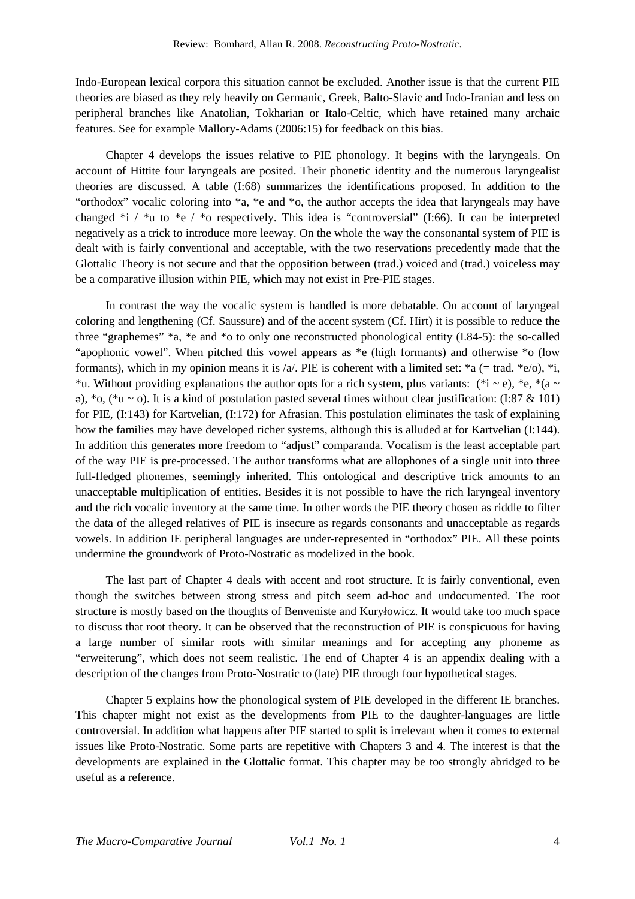Indo-European lexical corpora this situation cannot be excluded. Another issue is that the current PIE theories are biased as they rely heavily on Germanic, Greek, Balto-Slavic and Indo-Iranian and less on peripheral branches like Anatolian, Tokharian or Italo-Celtic, which have retained many archaic features. See for example Mallory-Adams (2006:15) for feedback on this bias.

Chapter 4 develops the issues relative to PIE phonology. It begins with the laryngeals. On account of Hittite four laryngeals are posited. Their phonetic identity and the numerous laryngealist theories are discussed. A table (I:68) summarizes the identifications proposed. In addition to the "orthodox" vocalic coloring into *a, *e and *o, the author accepts the idea that laryngeals may have changed *i / *u to *e / *o respectively. This idea is "controversial" (I:66). It can be interpreted negatively as a trick to introduce more leeway. On the whole the way the consonantal system of PIE is dealt with is fairly conventional and acceptable, with the two reservations precedently made that the Glottalic Theory is not secure and that the opposition between (trad.) voiced and (trad.) voiceless may be a comparative illusion within PIE, which may not exist in Pre-PIE stages.

In contrast the way the vocalic system is handled is more debatable. On account of laryngeal coloring and lengthening (Cf. Saussure) and of the accent system (Cf. Hirt) it is possible to reduce the three "graphemes" *a, *e and *o to only one reconstructed phonological entity (I.84-5): the so-called "apophonic vowel". When pitched this vowel appears as *e (high formants) and otherwise *o (low formants), which in my opinion means it is /a/. PIE is coherent with a limited set: *a (= trad. *e/o), *i, *u. Without providing explanations the author opts for a rich system, plus variants: (*i ~ e), *e, *(a ~ ə), *o, (*u ~ o). It is a kind of postulation pasted several times without clear justification: (I:87 & 101) for PIE, (I:143) for Kartvelian, (I:172) for Afrasian. This postulation eliminates the task of explaining how the families may have developed richer systems, although this is alluded at for Kartvelian (I:144). In addition this generates more freedom to "adjust" comparanda. Vocalism is the least acceptable part of the way PIE is pre-processed. The author transforms what are allophones of a single unit into three full-fledged phonemes, seemingly inherited. This ontological and descriptive trick amounts to an unacceptable multiplication of entities. Besides it is not possible to have the rich laryngeal inventory and the rich vocalic inventory at the same time. In other words the PIE theory chosen as riddle to filter the data of the alleged relatives of PIE is insecure as regards consonants and unacceptable as regards vowels. In addition IE peripheral languages are under-represented in "orthodox" PIE. All these points undermine the groundwork of Proto-Nostratic as modelized in the book.

The last part of Chapter 4 deals with accent and root structure. It is fairly conventional, even though the switches between strong stress and pitch seem ad-hoc and undocumented. The root structure is mostly based on the thoughts of Benveniste and Kuryłowicz. It would take too much space to discuss that root theory. It can be observed that the reconstruction of PIE is conspicuous for having a large number of similar roots with similar meanings and for accepting any phoneme as "erweiterung", which does not seem realistic. The end of Chapter 4 is an appendix dealing with a description of the changes from Proto-Nostratic to (late) PIE through four hypothetical stages.

Chapter 5 explains how the phonological system of PIE developed in the different IE branches. This chapter might not exist as the developments from PIE to the daughter-languages are little controversial. In addition what happens after PIE started to split is irrelevant when it comes to external issues like Proto-Nostratic. Some parts are repetitive with Chapters 3 and 4. The interest is that the developments are explained in the Glottalic format. This chapter may be too strongly abridged to be useful as a reference.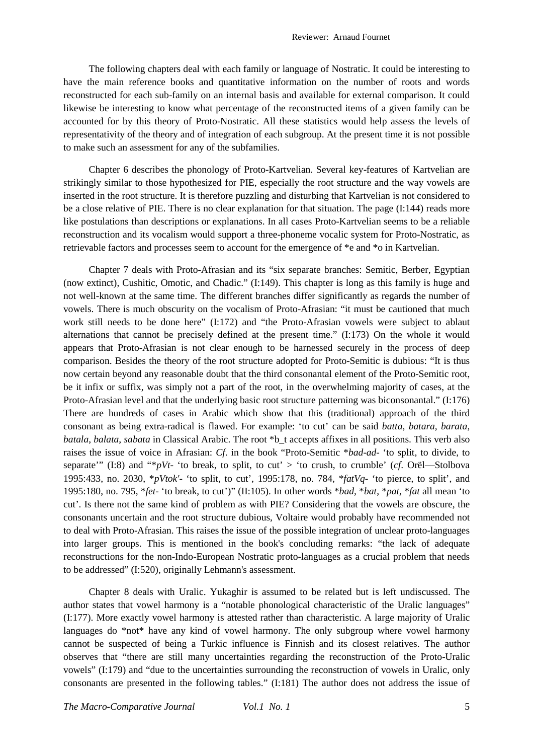The following chapters deal with each family or language of Nostratic. It could be interesting to have the main reference books and quantitative information on the number of roots and words reconstructed for each sub-family on an internal basis and available for external comparison. It could likewise be interesting to know what percentage of the reconstructed items of a given family can be accounted for by this theory of Proto-Nostratic. All these statistics would help assess the levels of representativity of the theory and of integration of each subgroup. At the present time it is not possible to make such an assessment for any of the subfamilies.

Chapter 6 describes the phonology of Proto-Kartvelian. Several key-features of Kartvelian are strikingly similar to those hypothesized for PIE, especially the root structure and the way vowels are inserted in the root structure. It is therefore puzzling and disturbing that Kartvelian is not considered to be a close relative of PIE. There is no clear explanation for that situation. The page (I:144) reads more like postulations than descriptions or explanations. In all cases Proto-Kartvelian seems to be a reliable reconstruction and its vocalism would support a three-phoneme vocalic system for Proto-Nostratic, as retrievable factors and processes seem to account for the emergence of *e and *o in Kartvelian.

Chapter 7 deals with Proto-Afrasian and its “six separate branches: Semitic, Berber, Egyptian (now extinct), Cushitic, Omotic, and Chadic.” (I:149). This chapter is long as this family is huge and not well-known at the same time. The different branches differ significantly as regards the number of vowels. There is much obscurity on the vocalism of Proto-Afrasian: “it must be cautioned that much work still needs to be done here” (I:172) and “the Proto-Afrasian vowels were subject to ablaut alternations that cannot be precisely defined at the present time.” (I:173) On the whole it would appears that Proto-Afrasian is not clear enough to be harnessed securely in the process of deep comparison. Besides the theory of the root structure adopted for Proto-Semitic is dubious: “It is thus now certain beyond any reasonable doubt that the third consonantal element of the Proto-Semitic root, be it infix or suffix, was simply not a part of the root, in the overwhelming majority of cases, at the Proto-Afrasian level and that the underlying basic root structure patterning was biconsonantal.” (I:176) There are hundreds of cases in Arabic which show that this (traditional) approach of the third consonant as being extra-radical is flawed. For example: ‘to cut’ can be said *batta*, *batara*, *barata*, *batala*, *balata*, *sabata* in Classical Arabic. The root *b_t accepts affixes in all positions. This verb also raises the issue of voice in Afrasian: *Cf*. in the book “Proto-Semitic *\*bad-ad-* ‘to split, to divide, to separate’” (I:8) and “*\*pVt-* ‘to break, to split, to cut’ > ‘to crush, to crumble’ (*cf*. Orël—Stolbova 1995:433, no. 2030, *\*pVtok'-* ‘to split, to cut’, 1995:178, no. 784, *\*fatVq-* ‘to pierce, to split’, and 1995:180, no. 795, *\*fet-* ‘to break, to cut’)” (II:105). In other words *\*bad*, *\*bat*, *\*pat*, *\*fat* all mean ‘to cut’. Is there not the same kind of problem as with PIE? Considering that the vowels are obscure, the consonants uncertain and the root structure dubious, Voltaire would probably have recommended not to deal with Proto-Afrasian. This raises the issue of the possible integration of unclear proto-languages into larger groups. This is mentioned in the book's concluding remarks: “the lack of adequate reconstructions for the non-Indo-European Nostratic proto-languages as a crucial problem that needs to be addressed” (I:520), originally Lehmann's assessment.

Chapter 8 deals with Uralic. Yukaghir is assumed to be related but is left undiscussed. The author states that vowel harmony is a “notable phonological characteristic of the Uralic languages” (I:177). More exactly vowel harmony is attested rather than characteristic. A large majority of Uralic languages do \*not\* have any kind of vowel harmony. The only subgroup where vowel harmony cannot be suspected of being a Turkic influence is Finnish and its closest relatives. The author observes that “there are still many uncertainties regarding the reconstruction of the Proto-Uralic vowels” (I:179) and “due to the uncertainties surrounding the reconstruction of vowels in Uralic, only consonants are presented in the following tables.” (I:181) The author does not address the issue of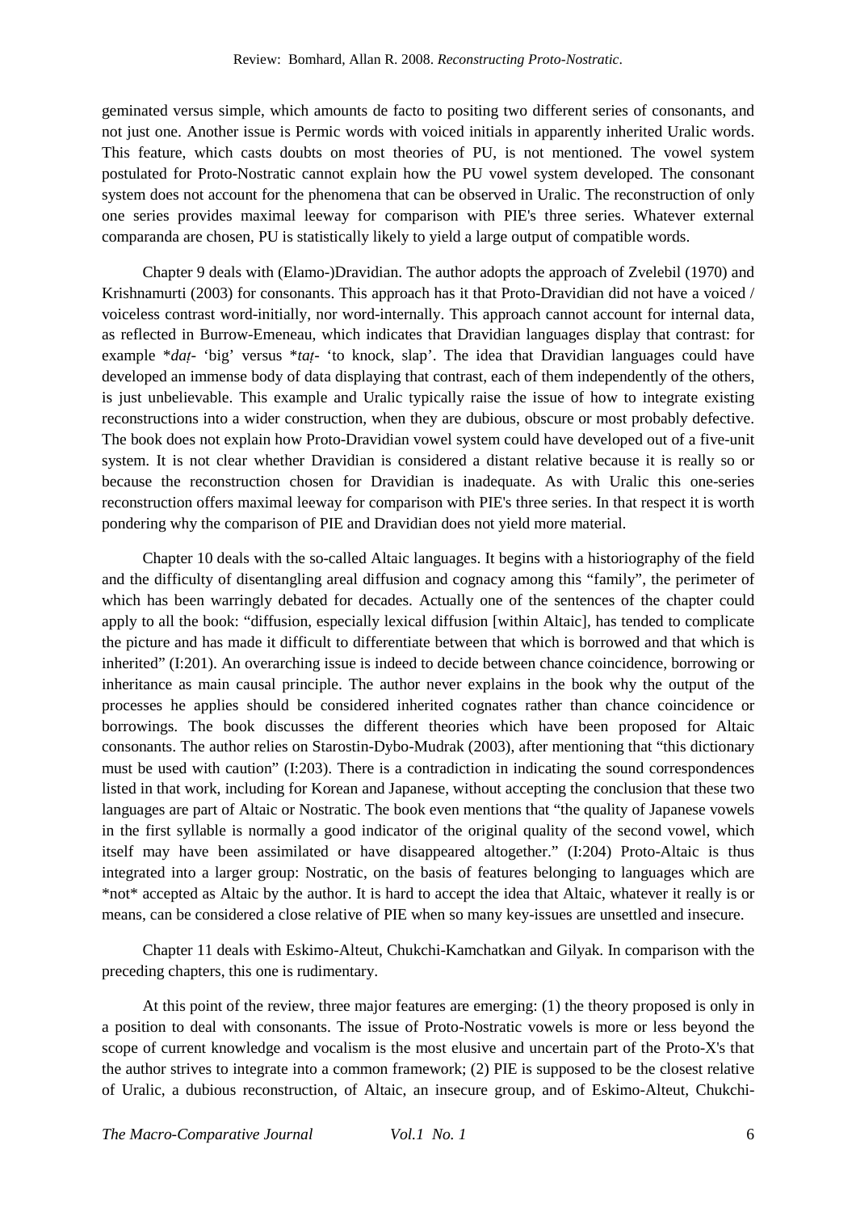geminated versus simple, which amounts de facto to positing two different series of consonants, and not just one. Another issue is Permic words with voiced initials in apparently inherited Uralic words. This feature, which casts doubts on most theories of PU, is not mentioned. The vowel system postulated for Proto-Nostratic cannot explain how the PU vowel system developed. The consonant system does not account for the phenomena that can be observed in Uralic. The reconstruction of only one series provides maximal leeway for comparison with PIE's three series. Whatever external comparanda are chosen, PU is statistically likely to yield a large output of compatible words.

Chapter 9 deals with (Elamo-)Dravidian. The author adopts the approach of Zvelebil (1970) and Krishnamurti (2003) for consonants. This approach has it that Proto-Dravidian did not have a voiced / voiceless contrast word-initially, nor word-internally. This approach cannot account for internal data, as reflected in Burrow-Emeneau, which indicates that Dravidian languages display that contrast: for example \**daṭ*- 'big' versus \**taṭ*- 'to knock, slap'. The idea that Dravidian languages could have developed an immense body of data displaying that contrast, each of them independently of the others, is just unbelievable. This example and Uralic typically raise the issue of how to integrate existing reconstructions into a wider construction, when they are dubious, obscure or most probably defective. The book does not explain how Proto-Dravidian vowel system could have developed out of a five-unit system. It is not clear whether Dravidian is considered a distant relative because it is really so or because the reconstruction chosen for Dravidian is inadequate. As with Uralic this one-series reconstruction offers maximal leeway for comparison with PIE's three series. In that respect it is worth pondering why the comparison of PIE and Dravidian does not yield more material.

Chapter 10 deals with the so-called Altaic languages. It begins with a historiography of the field and the difficulty of disentangling areal diffusion and cognacy among this "family", the perimeter of which has been warringly debated for decades. Actually one of the sentences of the chapter could apply to all the book: "diffusion, especially lexical diffusion [within Altaic], has tended to complicate the picture and has made it difficult to differentiate between that which is borrowed and that which is inherited" (I:201). An overarching issue is indeed to decide between chance coincidence, borrowing or inheritance as main causal principle. The author never explains in the book why the output of the processes he applies should be considered inherited cognates rather than chance coincidence or borrowings. The book discusses the different theories which have been proposed for Altaic consonants. The author relies on Starostin-Dybo-Mudrak (2003), after mentioning that "this dictionary must be used with caution" (I:203). There is a contradiction in indicating the sound correspondences listed in that work, including for Korean and Japanese, without accepting the conclusion that these two languages are part of Altaic or Nostratic. The book even mentions that "the quality of Japanese vowels in the first syllable is normally a good indicator of the original quality of the second vowel, which itself may have been assimilated or have disappeared altogether." (I:204) Proto-Altaic is thus integrated into a larger group: Nostratic, on the basis of features belonging to languages which are \*not\* accepted as Altaic by the author. It is hard to accept the idea that Altaic, whatever it really is or means, can be considered a close relative of PIE when so many key-issues are unsettled and insecure.

Chapter 11 deals with Eskimo-Alteut, Chukchi-Kamchatkan and Gilyak. In comparison with the preceding chapters, this one is rudimentary.

At this point of the review, three major features are emerging: (1) the theory proposed is only in a position to deal with consonants. The issue of Proto-Nostratic vowels is more or less beyond the scope of current knowledge and vocalism is the most elusive and uncertain part of the Proto-X's that the author strives to integrate into a common framework; (2) PIE is supposed to be the closest relative of Uralic, a dubious reconstruction, of Altaic, an insecure group, and of Eskimo-Alteut, Chukchi-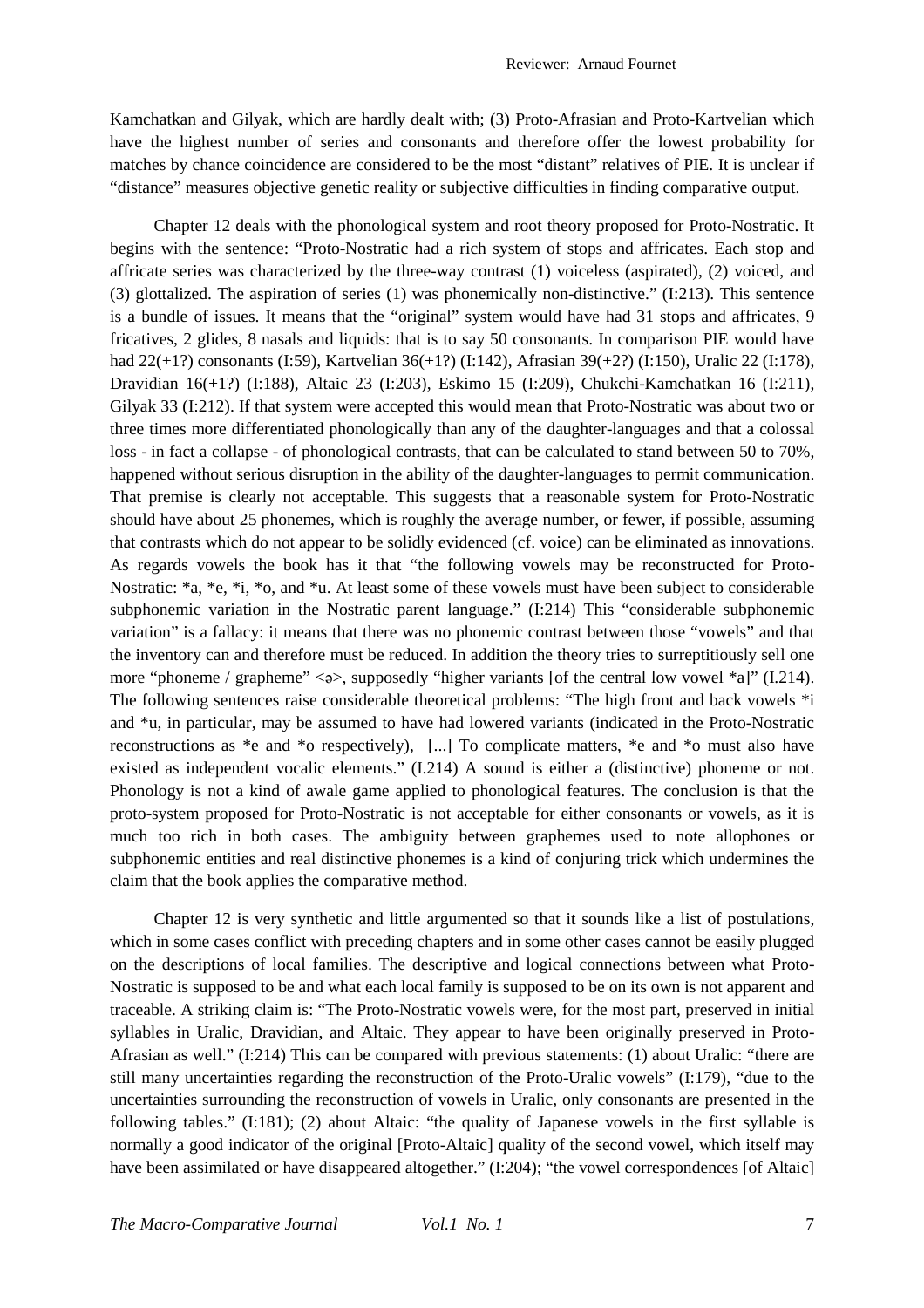Kamchatkan and Gilyak, which are hardly dealt with; (3) Proto-Afrasian and Proto-Kartvelian which have the highest number of series and consonants and therefore offer the lowest probability for matches by chance coincidence are considered to be the most "distant" relatives of PIE. It is unclear if "distance" measures objective genetic reality or subjective difficulties in finding comparative output.

Chapter 12 deals with the phonological system and root theory proposed for Proto-Nostratic. It begins with the sentence: "Proto-Nostratic had a rich system of stops and affricates. Each stop and affricate series was characterized by the three-way contrast (1) voiceless (aspirated), (2) voiced, and (3) glottalized. The aspiration of series (1) was phonemically non-distinctive." (I:213). This sentence is a bundle of issues. It means that the "original" system would have had 31 stops and affricates, 9 fricatives, 2 glides, 8 nasals and liquids: that is to say 50 consonants. In comparison PIE would have had 22(+1?) consonants (I:59), Kartvelian 36(+1?) (I:142), Afrasian 39(+2?) (I:150), Uralic 22 (I:178), Dravidian 16(+1?) (I:188), Altaic 23 (I:203), Eskimo 15 (I:209), Chukchi-Kamchatkan 16 (I:211), Gilyak 33 (I:212). If that system were accepted this would mean that Proto-Nostratic was about two or three times more differentiated phonologically than any of the daughter-languages and that a colossal loss - in fact a collapse - of phonological contrasts, that can be calculated to stand between 50 to 70%, happened without serious disruption in the ability of the daughter-languages to permit communication. That premise is clearly not acceptable. This suggests that a reasonable system for Proto-Nostratic should have about 25 phonemes, which is roughly the average number, or fewer, if possible, assuming that contrasts which do not appear to be solidly evidenced (cf. voice) can be eliminated as innovations. As regards vowels the book has it that "the following vowels may be reconstructed for Proto-Nostratic: *a, *e, *i, *o, and *u. At least some of these vowels must have been subject to considerable subphonemic variation in the Nostratic parent language." (I:214) This "considerable subphonemic variation" is a fallacy: it means that there was no phonemic contrast between those "vowels" and that the inventory can and therefore must be reduced. In addition the theory tries to surreptitiously sell one more "phoneme / grapheme" <ə>, supposedly "higher variants [of the central low vowel *a]" (I.214). The following sentences raise considerable theoretical problems: "The high front and back vowels *i and *u, in particular, may be assumed to have had lowered variants (indicated in the Proto-Nostratic reconstructions as *e and *o respectively), [...] To complicate matters, *e and *o must also have existed as independent vocalic elements." (I.214) A sound is either a (distinctive) phoneme or not. Phonology is not a kind of awale game applied to phonological features. The conclusion is that the proto-system proposed for Proto-Nostratic is not acceptable for either consonants or vowels, as it is much too rich in both cases. The ambiguity between graphemes used to note allophones or subphonemic entities and real distinctive phonemes is a kind of conjuring trick which undermines the claim that the book applies the comparative method.

Chapter 12 is very synthetic and little argumented so that it sounds like a list of postulations, which in some cases conflict with preceding chapters and in some other cases cannot be easily plugged on the descriptions of local families. The descriptive and logical connections between what Proto-Nostratic is supposed to be and what each local family is supposed to be on its own is not apparent and traceable. A striking claim is: "The Proto-Nostratic vowels were, for the most part, preserved in initial syllables in Uralic, Dravidian, and Altaic. They appear to have been originally preserved in Proto-Afrasian as well." (I:214) This can be compared with previous statements: (1) about Uralic: "there are still many uncertainties regarding the reconstruction of the Proto-Uralic vowels" (I:179), "due to the uncertainties surrounding the reconstruction of vowels in Uralic, only consonants are presented in the following tables." (I:181); (2) about Altaic: "the quality of Japanese vowels in the first syllable is normally a good indicator of the original [Proto-Altaic] quality of the second vowel, which itself may have been assimilated or have disappeared altogether." (I:204); "the vowel correspondences [of Altaic]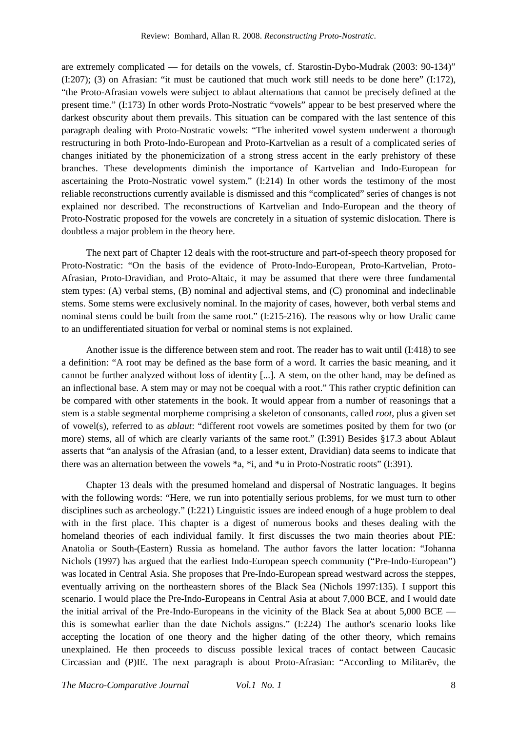are extremely complicated — for details on the vowels, cf. Starostin-Dybo-Mudrak (2003: 90-134)" (I:207); (3) on Afrasian: "it must be cautioned that much work still needs to be done here" (I:172), "the Proto-Afrasian vowels were subject to ablaut alternations that cannot be precisely defined at the present time." (I:173) In other words Proto-Nostratic "vowels" appear to be best preserved where the darkest obscurity about them prevails. This situation can be compared with the last sentence of this paragraph dealing with Proto-Nostratic vowels: "The inherited vowel system underwent a thorough restructuring in both Proto-Indo-European and Proto-Kartvelian as a result of a complicated series of changes initiated by the phonemicization of a strong stress accent in the early prehistory of these branches. These developments diminish the importance of Kartvelian and Indo-European for ascertaining the Proto-Nostratic vowel system." (I:214) In other words the testimony of the most reliable reconstructions currently available is dismissed and this "complicated" series of changes is not explained nor described. The reconstructions of Kartvelian and Indo-European and the theory of Proto-Nostratic proposed for the vowels are concretely in a situation of systemic dislocation. There is doubtless a major problem in the theory here.

The next part of Chapter 12 deals with the root-structure and part-of-speech theory proposed for Proto-Nostratic: "On the basis of the evidence of Proto-Indo-European, Proto-Kartvelian, Proto-Afrasian, Proto-Dravidian, and Proto-Altaic, it may be assumed that there were three fundamental stem types: (A) verbal stems, (B) nominal and adjectival stems, and (C) pronominal and indeclinable stems. Some stems were exclusively nominal. In the majority of cases, however, both verbal stems and nominal stems could be built from the same root." (I:215-216). The reasons why or how Uralic came to an undifferentiated situation for verbal or nominal stems is not explained.

Another issue is the difference between stem and root. The reader has to wait until (I:418) to see a definition: "A root may be defined as the base form of a word. It carries the basic meaning, and it cannot be further analyzed without loss of identity [...]. A stem, on the other hand, may be defined as an inflectional base. A stem may or may not be coequal with a root." This rather cryptic definition can be compared with other statements in the book. It would appear from a number of reasonings that a stem is a stable segmental morpheme comprising a skeleton of consonants, called *root*, plus a given set of vowel(s), referred to as *ablaut*: "different root vowels are sometimes posited by them for two (or more) stems, all of which are clearly variants of the same root." (I:391) Besides §17.3 about Ablaut asserts that "an analysis of the Afrasian (and, to a lesser extent, Dravidian) data seems to indicate that there was an alternation between the vowels *a, *i, and *u in Proto-Nostratic roots" (I:391).

Chapter 13 deals with the presumed homeland and dispersal of Nostratic languages. It begins with the following words: "Here, we run into potentially serious problems, for we must turn to other disciplines such as archeology." (I:221) Linguistic issues are indeed enough of a huge problem to deal with in the first place. This chapter is a digest of numerous books and theses dealing with the homeland theories of each individual family. It first discusses the two main theories about PIE: Anatolia or South-(Eastern) Russia as homeland. The author favors the latter location: "Johanna Nichols (1997) has argued that the earliest Indo-European speech community ("Pre-Indo-European") was located in Central Asia. She proposes that Pre-Indo-European spread westward across the steppes, eventually arriving on the northeastern shores of the Black Sea (Nichols 1997:135). I support this scenario. I would place the Pre-Indo-Europeans in Central Asia at about 7,000 BCE, and I would date the initial arrival of the Pre-Indo-Europeans in the vicinity of the Black Sea at about 5,000 BCE — this is somewhat earlier than the date Nichols assigns." (I:224) The author's scenario looks like accepting the location of one theory and the higher dating of the other theory, which remains unexplained. He then proceeds to discuss possible lexical traces of contact between Caucasic Circassian and (P)IE. The next paragraph is about Proto-Afrasian: "According to Militarëv, the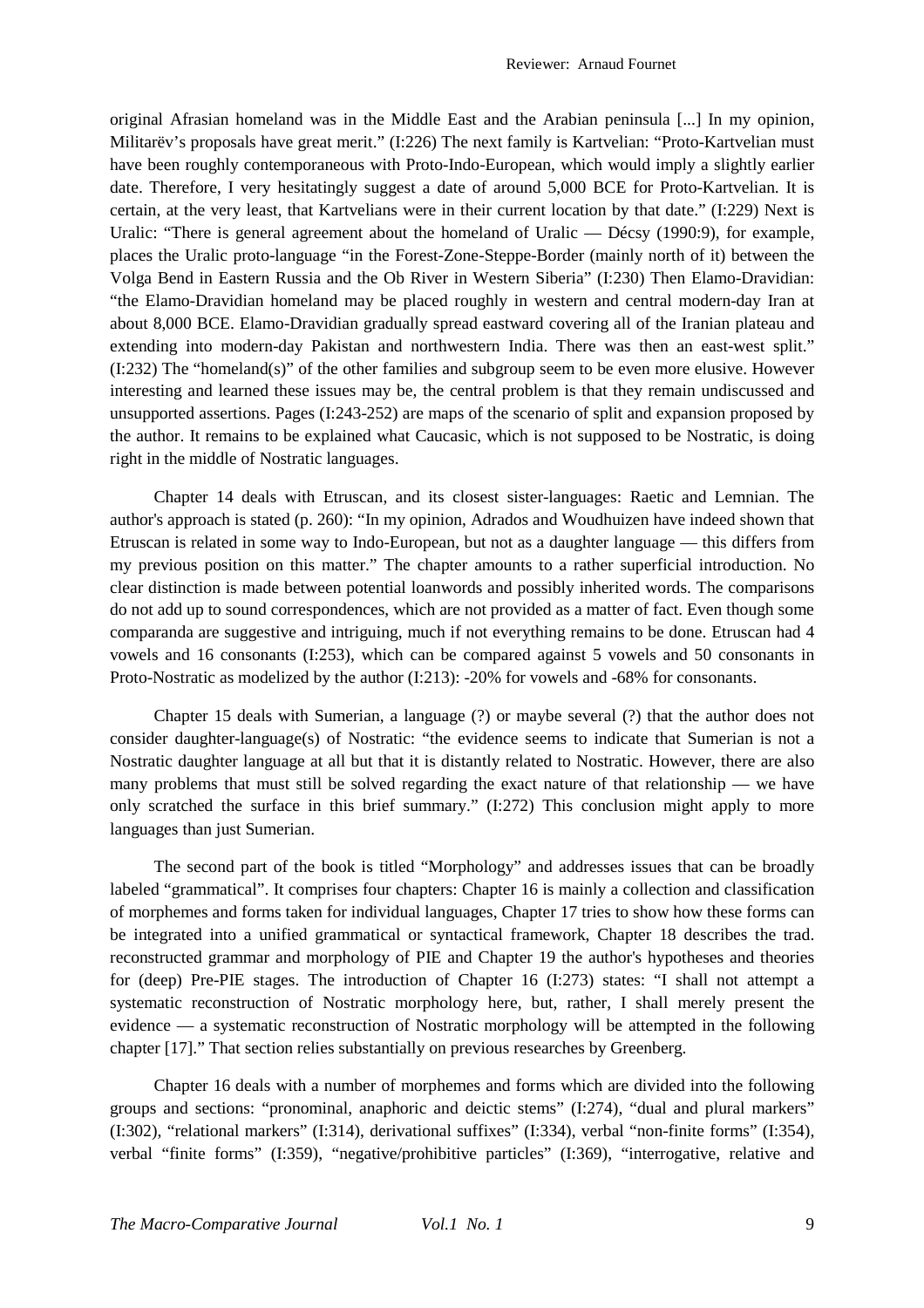original Afrasian homeland was in the Middle East and the Arabian peninsula [...] In my opinion, Militarëv's proposals have great merit." (I:226) The next family is Kartvelian: "Proto-Kartvelian must have been roughly contemporaneous with Proto-Indo-European, which would imply a slightly earlier date. Therefore, I very hesitatingly suggest a date of around 5,000 BCE for Proto-Kartvelian. It is certain, at the very least, that Kartvelians were in their current location by that date." (I:229) Next is Uralic: "There is general agreement about the homeland of Uralic — Décsy (1990:9), for example, places the Uralic proto-language "in the Forest-Zone-Steppe-Border (mainly north of it) between the Volga Bend in Eastern Russia and the Ob River in Western Siberia" (I:230) Then Elamo-Dravidian: "the Elamo-Dravidian homeland may be placed roughly in western and central modern-day Iran at about 8,000 BCE. Elamo-Dravidian gradually spread eastward covering all of the Iranian plateau and extending into modern-day Pakistan and northwestern India. There was then an east-west split." (I:232) The "homeland(s)" of the other families and subgroup seem to be even more elusive. However interesting and learned these issues may be, the central problem is that they remain undiscussed and unsupported assertions. Pages (I:243-252) are maps of the scenario of split and expansion proposed by the author. It remains to be explained what Caucasic, which is not supposed to be Nostratic, is doing right in the middle of Nostratic languages.

Chapter 14 deals with Etruscan, and its closest sister-languages: Raetic and Lemnian. The author's approach is stated (p. 260): "In my opinion, Adrados and Woudhuizen have indeed shown that Etruscan is related in some way to Indo-European, but not as a daughter language — this differs from my previous position on this matter." The chapter amounts to a rather superficial introduction. No clear distinction is made between potential loanwords and possibly inherited words. The comparisons do not add up to sound correspondences, which are not provided as a matter of fact. Even though some comparanda are suggestive and intriguing, much if not everything remains to be done. Etruscan had 4 vowels and 16 consonants (I:253), which can be compared against 5 vowels and 50 consonants in Proto-Nostratic as modelized by the author (I:213): -20% for vowels and -68% for consonants.

Chapter 15 deals with Sumerian, a language (?) or maybe several (?) that the author does not consider daughter-language(s) of Nostratic: "the evidence seems to indicate that Sumerian is not a Nostratic daughter language at all but that it is distantly related to Nostratic. However, there are also many problems that must still be solved regarding the exact nature of that relationship — we have only scratched the surface in this brief summary." (I:272) This conclusion might apply to more languages than just Sumerian.

The second part of the book is titled "Morphology" and addresses issues that can be broadly labeled "grammatical". It comprises four chapters: Chapter 16 is mainly a collection and classification of morphemes and forms taken for individual languages, Chapter 17 tries to show how these forms can be integrated into a unified grammatical or syntactical framework, Chapter 18 describes the trad. reconstructed grammar and morphology of PIE and Chapter 19 the author's hypotheses and theories for (deep) Pre-PIE stages. The introduction of Chapter 16 (I:273) states: "I shall not attempt a systematic reconstruction of Nostratic morphology here, but, rather, I shall merely present the evidence — a systematic reconstruction of Nostratic morphology will be attempted in the following chapter [17]." That section relies substantially on previous researches by Greenberg.

Chapter 16 deals with a number of morphemes and forms which are divided into the following groups and sections: "pronominal, anaphoric and deictic stems" (I:274), "dual and plural markers" (I:302), "relational markers" (I:314), derivational suffixes" (I:334), verbal "non-finite forms" (I:354), verbal "finite forms" (I:359), "negative/prohibitive particles" (I:369), "interrogative, relative and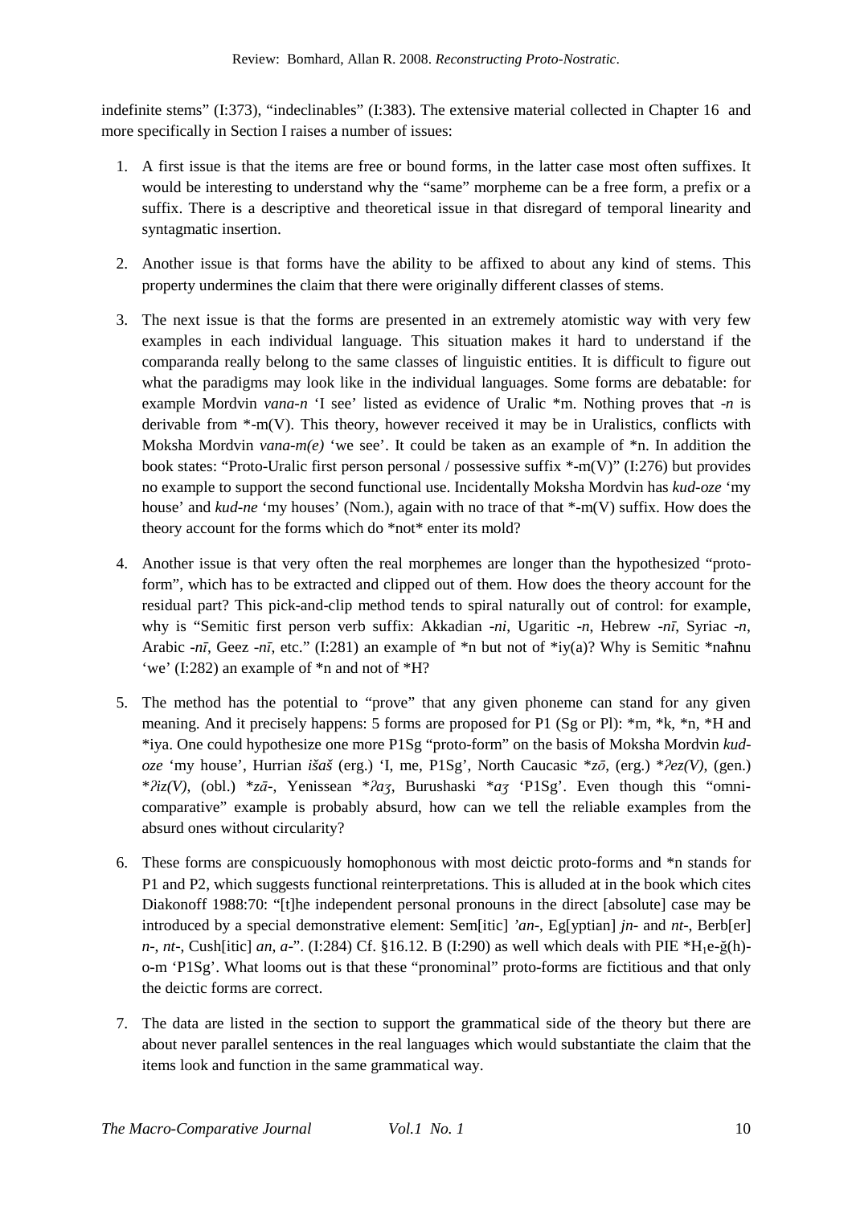indefinite stems" (I:373), "indeclinables" (I:383). The extensive material collected in Chapter 16 and more specifically in Section I raises a number of issues:

1. A first issue is that the items are free or bound forms, in the latter case most often suffixes. It would be interesting to understand why the "same" morpheme can be a free form, a prefix or a suffix. There is a descriptive and theoretical issue in that disregard of temporal linearity and syntagmatic insertion.

2. Another issue is that forms have the ability to be affixed to about any kind of stems. This property undermines the claim that there were originally different classes of stems.

3. The next issue is that the forms are presented in an extremely atomistic way with very few examples in each individual language. This situation makes it hard to understand if the comparanda really belong to the same classes of linguistic entities. It is difficult to figure out what the paradigms may look like in the individual languages. Some forms are debatable: for example Mordvin *vana-n* 'I see' listed as evidence of Uralic *m. Nothing proves that *-n* is derivable from *-m(V). This theory, however received it may be in Uralistics, conflicts with Moksha Mordvin *vana-m(e)* 'we see'. It could be taken as an example of *n. In addition the book states: "Proto-Uralic first person personal / possessive suffix *-m(V)" (I:276) but provides no example to support the second functional use. Incidentally Moksha Mordvin has *kud-oze* 'my house' and *kud-ne* 'my houses' (Nom.), again with no trace of that *-m(V) suffix. How does the theory account for the forms which do *not* enter its mold?

4. Another issue is that very often the real morphemes are longer than the hypothesized "proto-form", which has to be extracted and clipped out of them. How does the theory account for the residual part? This pick-and-clip method tends to spiral naturally out of control: for example, why is "Semitic first person verb suffix: Akkadian *-ni*, Ugaritic *-n*, Hebrew *-nī*, Syriac *-n*, Arabic *-nī*, Geez *-nī*, etc." (I:281) an example of *n but not of *iy(a)? Why is Semitic *naħnu 'we' (I:282) an example of *n and not of *H?

5. The method has the potential to "prove" that any given phoneme can stand for any given meaning. And it precisely happens: 5 forms are proposed for P1 (Sg or Pl): *m, *k, *n, *H and *iya. One could hypothesize one more P1Sg "proto-form" on the basis of Moksha Mordvin *kud-oze* 'my house', Hurrian *išaš* (erg.) 'I, me, P1Sg', North Caucasic **zō*, (erg.) **ʔez(V)*, (gen.) **ʔiz(V)*, (obl.) **zā-*, Yenissean **ʔaʒ*, Burushaski **aʒ* 'P1Sg'. Even though this "omni-comparative" example is probably absurd, how can we tell the reliable examples from the absurd ones without circularity?

6. These forms are conspicuously homophonous with most deictic proto-forms and *n stands for P1 and P2, which suggests functional reinterpretations. This is alluded at in the book which cites Diakonoff 1988:70: "[t]he independent personal pronouns in the direct [absolute] case may be introduced by a special demonstrative element: Sem[itic] *ʼan-*, Eg[yptian] *jn-* and *nt-*, Berb[er] *n-*, *nt-*, Cush[itic] *an*, *a-*". (I:284) Cf. §16.12. B (I:290) as well which deals with PIE *$H_1$e-ǧ(h)-o-m 'P1Sg'. What looms out is that these "pronominal" proto-forms are fictitious and that only the deictic forms are correct.

7. The data are listed in the section to support the grammatical side of the theory but there are about never parallel sentences in the real languages which would substantiate the claim that the items look and function in the same grammatical way.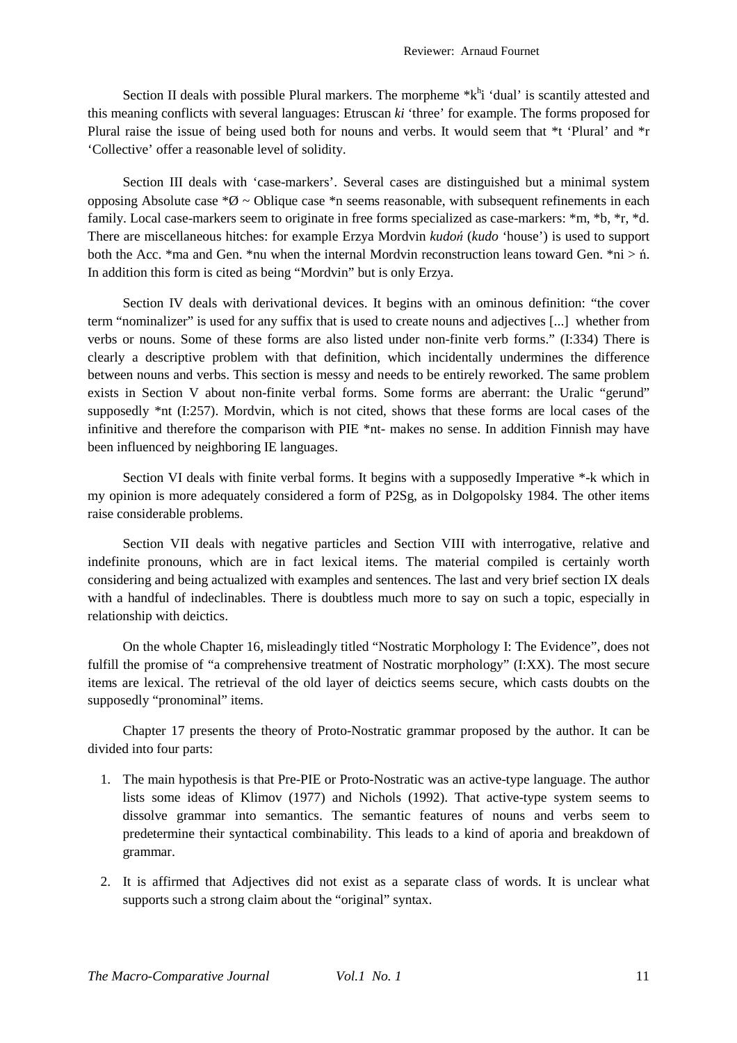Section II deals with possible Plural markers. The morpheme *k$^h$i 'dual' is scantily attested and this meaning conflicts with several languages: Etruscan *ki* 'three' for example. The forms proposed for Plural raise the issue of being used both for nouns and verbs. It would seem that *t 'Plural' and *r 'Collective' offer a reasonable level of solidity.

Section III deals with 'case-markers'. Several cases are distinguished but a minimal system opposing Absolute case *Ø ~ Oblique case *n seems reasonable, with subsequent refinements in each family. Local case-markers seem to originate in free forms specialized as case-markers: *m, *b, *r, *d. There are miscellaneous hitches: for example Erzya Mordvin *kudoń* (*kudo* 'house') is used to support both the Acc. *ma and Gen. *nu when the internal Mordvin reconstruction leans toward Gen. *ni > ń. In addition this form is cited as being "Mordvin" but is only Erzya.

Section IV deals with derivational devices. It begins with an ominous definition: "the cover term "nominalizer" is used for any suffix that is used to create nouns and adjectives [...] whether from verbs or nouns. Some of these forms are also listed under non-finite verb forms." (I:334) There is clearly a descriptive problem with that definition, which incidentally undermines the difference between nouns and verbs. This section is messy and needs to be entirely reworked. The same problem exists in Section V about non-finite verbal forms. Some forms are aberrant: the Uralic "gerund" supposedly *nt (I:257). Mordvin, which is not cited, shows that these forms are local cases of the infinitive and therefore the comparison with PIE *nt- makes no sense. In addition Finnish may have been influenced by neighboring IE languages.

Section VI deals with finite verbal forms. It begins with a supposedly Imperative *-k which in my opinion is more adequately considered a form of P2Sg, as in Dolgopolsky 1984. The other items raise considerable problems.

Section VII deals with negative particles and Section VIII with interrogative, relative and indefinite pronouns, which are in fact lexical items. The material compiled is certainly worth considering and being actualized with examples and sentences. The last and very brief section IX deals with a handful of indeclinables. There is doubtless much more to say on such a topic, especially in relationship with deictics.

On the whole Chapter 16, misleadingly titled "Nostratic Morphology I: The Evidence", does not fulfill the promise of "a comprehensive treatment of Nostratic morphology" (I:XX). The most secure items are lexical. The retrieval of the old layer of deictics seems secure, which casts doubts on the supposedly "pronominal" items.

Chapter 17 presents the theory of Proto-Nostratic grammar proposed by the author. It can be divided into four parts:

1. The main hypothesis is that Pre-PIE or Proto-Nostratic was an active-type language. The author lists some ideas of Klimov (1977) and Nichols (1992). That active-type system seems to dissolve grammar into semantics. The semantic features of nouns and verbs seem to predetermine their syntactical combinability. This leads to a kind of aporia and breakdown of grammar.
2. It is affirmed that Adjectives did not exist as a separate class of words. It is unclear what supports such a strong claim about the "original" syntax.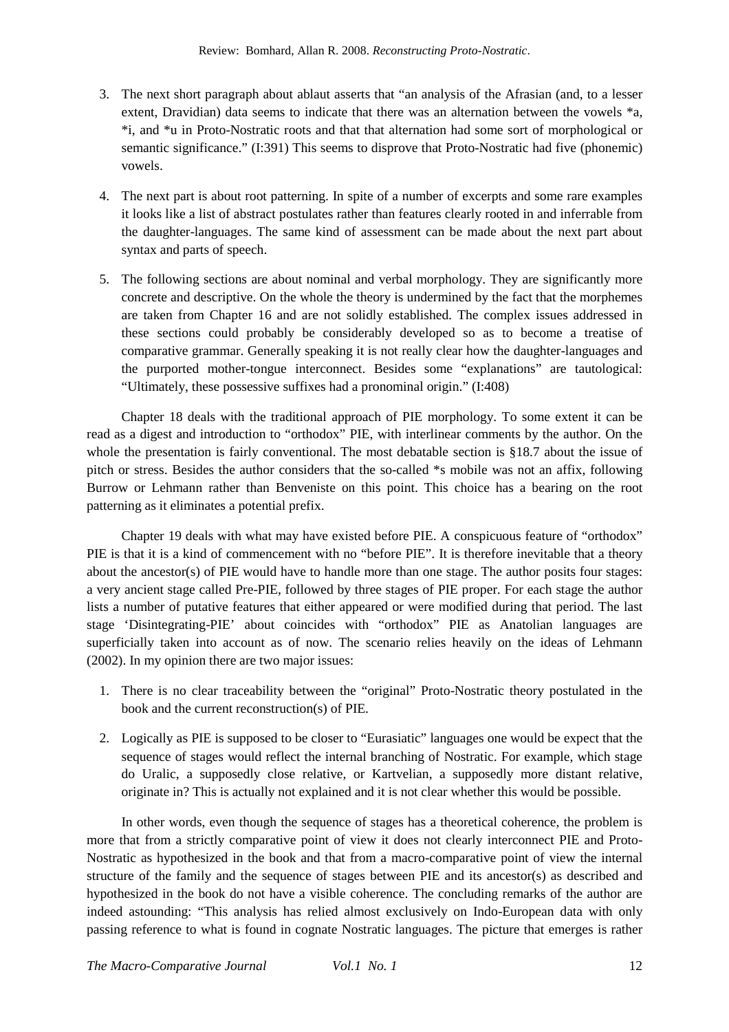3. The next short paragraph about ablaut asserts that "an analysis of the Afrasian (and, to a lesser extent, Dravidian) data seems to indicate that there was an alternation between the vowels *a, *i, and *u in Proto-Nostratic roots and that that alternation had some sort of morphological or semantic significance." (I:391) This seems to disprove that Proto-Nostratic had five (phonemic) vowels.

4. The next part is about root patterning. In spite of a number of excerpts and some rare examples it looks like a list of abstract postulates rather than features clearly rooted in and inferrable from the daughter-languages. The same kind of assessment can be made about the next part about syntax and parts of speech.

5. The following sections are about nominal and verbal morphology. They are significantly more concrete and descriptive. On the whole the theory is undermined by the fact that the morphemes are taken from Chapter 16 and are not solidly established. The complex issues addressed in these sections could probably be considerably developed so as to become a treatise of comparative grammar. Generally speaking it is not really clear how the daughter-languages and the purported mother-tongue interconnect. Besides some "explanations" are tautological: "Ultimately, these possessive suffixes had a pronominal origin." (I:408)

Chapter 18 deals with the traditional approach of PIE morphology. To some extent it can be read as a digest and introduction to "orthodox" PIE, with interlinear comments by the author. On the whole the presentation is fairly conventional. The most debatable section is §18.7 about the issue of pitch or stress. Besides the author considers that the so-called *s mobile was not an affix, following Burrow or Lehmann rather than Benveniste on this point. This choice has a bearing on the root patterning as it eliminates a potential prefix.

Chapter 19 deals with what may have existed before PIE. A conspicuous feature of "orthodox" PIE is that it is a kind of commencement with no "before PIE". It is therefore inevitable that a theory about the ancestor(s) of PIE would have to handle more than one stage. The author posits four stages: a very ancient stage called Pre-PIE, followed by three stages of PIE proper. For each stage the author lists a number of putative features that either appeared or were modified during that period. The last stage 'Disintegrating-PIE' about coincides with "orthodox" PIE as Anatolian languages are superficially taken into account as of now. The scenario relies heavily on the ideas of Lehmann (2002). In my opinion there are two major issues:

1. There is no clear traceability between the "original" Proto-Nostratic theory postulated in the book and the current reconstruction(s) of PIE.

2. Logically as PIE is supposed to be closer to "Eurasiatic" languages one would be expect that the sequence of stages would reflect the internal branching of Nostratic. For example, which stage do Uralic, a supposedly close relative, or Kartvelian, a supposedly more distant relative, originate in? This is actually not explained and it is not clear whether this would be possible.

In other words, even though the sequence of stages has a theoretical coherence, the problem is more that from a strictly comparative point of view it does not clearly interconnect PIE and Proto-Nostratic as hypothesized in the book and that from a macro-comparative point of view the internal structure of the family and the sequence of stages between PIE and its ancestor(s) as described and hypothesized in the book do not have a visible coherence. The concluding remarks of the author are indeed astounding: "This analysis has relied almost exclusively on Indo-European data with only passing reference to what is found in cognate Nostratic languages. The picture that emerges is rather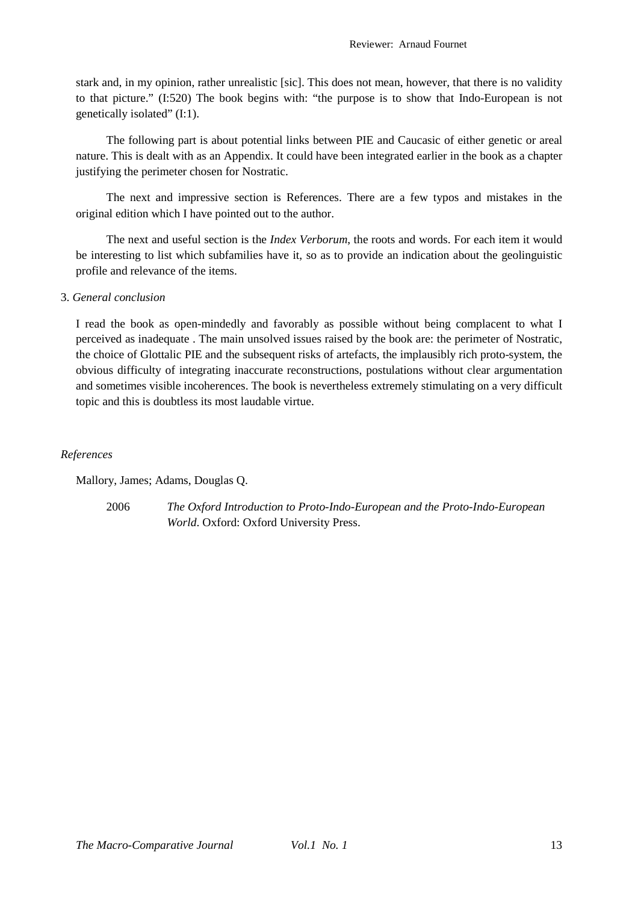stark and, in my opinion, rather unrealistic [sic]. This does not mean, however, that there is no validity to that picture." (I:520) The book begins with: "the purpose is to show that Indo-European is not genetically isolated" (I:1).

The following part is about potential links between PIE and Caucasic of either genetic or areal nature. This is dealt with as an Appendix. It could have been integrated earlier in the book as a chapter justifying the perimeter chosen for Nostratic.

The next and impressive section is References. There are a few typos and mistakes in the original edition which I have pointed out to the author.

The next and useful section is the *Index Verborum*, the roots and words. For each item it would be interesting to list which subfamilies have it, so as to provide an indication about the geolinguistic profile and relevance of the items.

3. *General conclusion*

I read the book as open-mindedly and favorably as possible without being complacent to what I perceived as inadequate . The main unsolved issues raised by the book are: the perimeter of Nostratic, the choice of Glottalic PIE and the subsequent risks of artefacts, the implausibly rich proto-system, the obvious difficulty of integrating inaccurate reconstructions, postulations without clear argumentation and sometimes visible incoherences. The book is nevertheless extremely stimulating on a very difficult topic and this is doubtless its most laudable virtue.

*References*

Mallory, James; Adams, Douglas Q.

2006 *The Oxford Introduction to Proto-Indo-European and the Proto-Indo-European World*. Oxford: Oxford University Press.